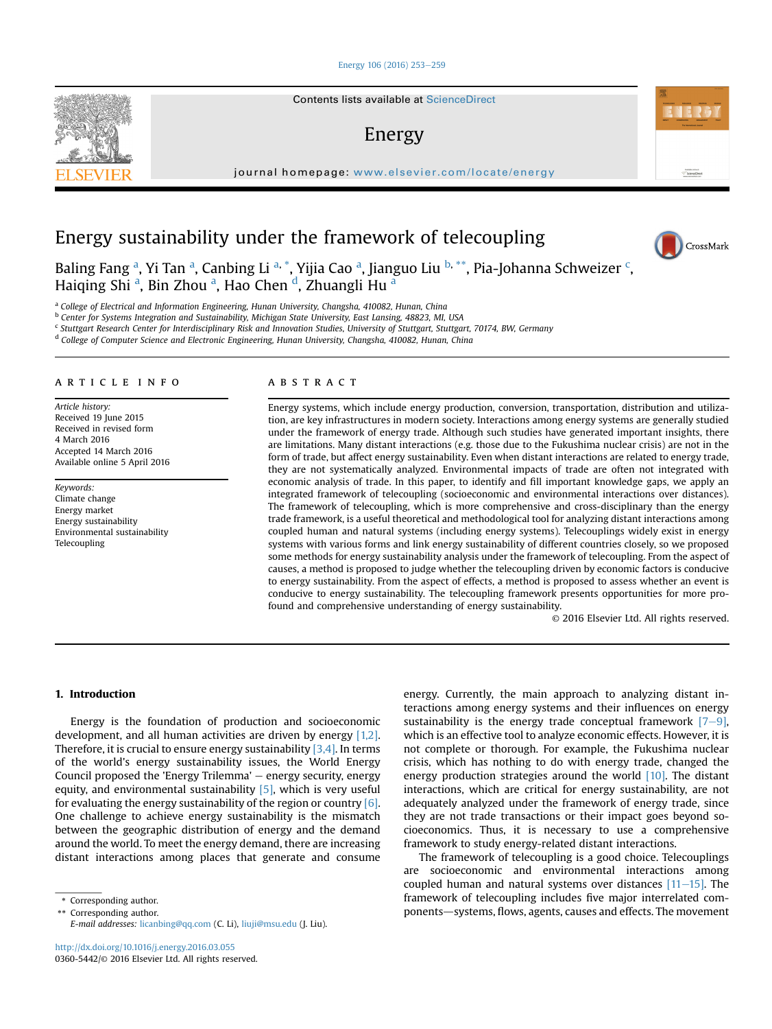# Energy sustainability under the framework of telecoupling

Baling Fang [a], Yi Tan [a], Canbing Li [a,*], Yijia Cao [a], Jianguo Liu [b,**], Pia-Johanna Schweizer [c], Haiqing Shi [a], Bin Zhou [a], Hao Chen [d], Zhuangli Hu [a]

[a] College of Electrical and Information Engineering, Hunan University, Changsha, 410082, Hunan, China
[b] Center for Systems Integration and Sustainability, Michigan State University, East Lansing, 48823, MI, USA
[c] Stuttgart Research Center for Interdisciplinary Risk and Innovation Studies, University of Stuttgart, Stuttgart, 70174, BW, Germany
[d] College of Computer Science and Electronic Engineering, Hunan University, Changsha, 410082, Hunan, China

## ARTICLE INFO

*Article history:*
Received 19 June 2015
Received in revised form
4 March 2016
Accepted 14 March 2016
Available online 5 April 2016

*Keywords:*
Climate change
Energy market
Energy sustainability
Environmental sustainability
Telecoupling

## ABSTRACT

Energy systems, which include energy production, conversion, transportation, distribution and utilization, are key infrastructures in modern society. Interactions among energy systems are generally studied under the framework of energy trade. Although such studies have generated important insights, there are limitations. Many distant interactions (e.g. those due to the Fukushima nuclear crisis) are not in the form of trade, but affect energy sustainability. Even when distant interactions are related to energy trade, they are not systematically analyzed. Environmental impacts of trade are often not integrated with economic analysis of trade. In this paper, to identify and fill important knowledge gaps, we apply an integrated framework of telecoupling (socioeconomic and environmental interactions over distances). The framework of telecoupling, which is more comprehensive and cross-disciplinary than the energy trade framework, is a useful theoretical and methodological tool for analyzing distant interactions among coupled human and natural systems (including energy systems). Telecouplings widely exist in energy systems with various forms and link energy sustainability of different countries closely, so we proposed some methods for energy sustainability analysis under the framework of telecoupling. From the aspect of causes, a method is proposed to judge whether the telecoupling driven by economic factors is conducive to energy sustainability. From the aspect of effects, a method is proposed to assess whether an event is conducive to energy sustainability. The telecoupling framework presents opportunities for more profound and comprehensive understanding of energy sustainability.

© 2016 Elsevier Ltd. All rights reserved.

## 1. Introduction

Energy is the foundation of production and socioeconomic development, and all human activities are driven by energy [1,2]. Therefore, it is crucial to ensure energy sustainability [3,4]. In terms of the world's energy sustainability issues, the World Energy Council proposed the 'Energy Trilemma' – energy security, energy equity, and environmental sustainability [5], which is very useful for evaluating the energy sustainability of the region or country [6]. One challenge to achieve energy sustainability is the mismatch between the geographic distribution of energy and the demand around the world. To meet the energy demand, there are increasing distant interactions among places that generate and consume energy. Currently, the main approach to analyzing distant interactions among energy systems and their influences on energy sustainability is the energy trade conceptual framework [7–9], which is an effective tool to analyze economic effects. However, it is not complete or thorough. For example, the Fukushima nuclear crisis, which has nothing to do with energy trade, changed the energy production strategies around the world [10]. The distant interactions, which are critical for energy sustainability, are not adequately analyzed under the framework of energy trade, since they are not trade transactions or their impact goes beyond socioeconomics. Thus, it is necessary to use a comprehensive framework to study energy-related distant interactions.

The framework of telecoupling is a good choice. Telecouplings are socioeconomic and environmental interactions among coupled human and natural systems over distances [11–15]. The framework of telecoupling includes five major interrelated components—systems, flows, agents, causes and effects. The movement

\* Corresponding author.
\*\* Corresponding author.
E-mail addresses: licanbing@qq.com (C. Li), liuji@msu.edu (J. Liu).

http://dx.doi.org/10.1016/j.energy.2016.03.055
0360-5442/© 2016 Elsevier Ltd. All rights reserved.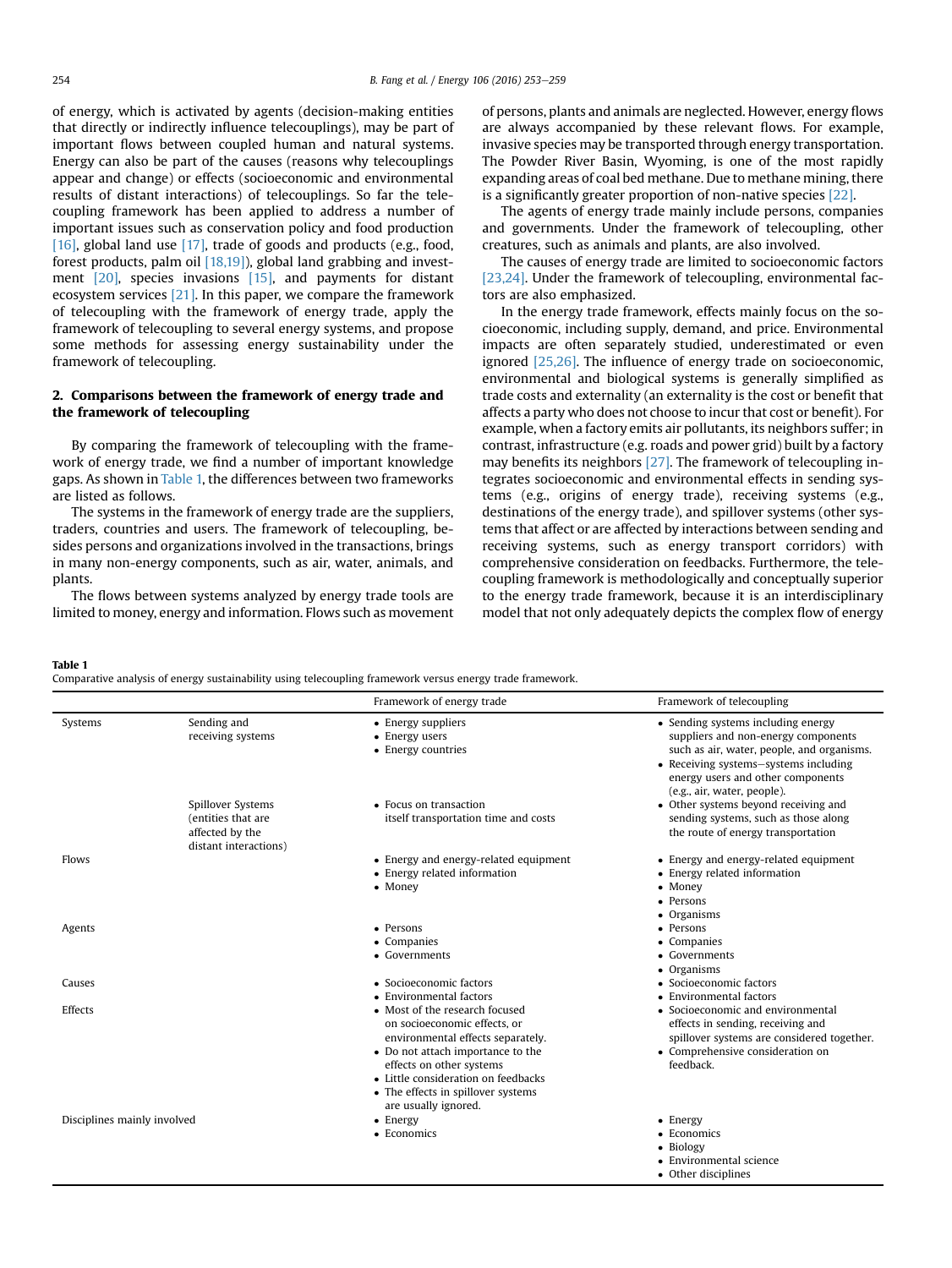of energy, which is activated by agents (decision-making entities that directly or indirectly influence telecouplings), may be part of important flows between coupled human and natural systems. Energy can also be part of the causes (reasons why telecouplings appear and change) or effects (socioeconomic and environmental results of distant interactions) of telecouplings. So far the telecoupling framework has been applied to address a number of important issues such as conservation policy and food production [16], global land use [17], trade of goods and products (e.g., food, forest products, palm oil [18,19]), global land grabbing and investment [20], species invasions [15], and payments for distant ecosystem services [21]. In this paper, we compare the framework of telecoupling with the framework of energy trade, apply the framework of telecoupling to several energy systems, and propose some methods for assessing energy sustainability under the framework of telecoupling.

## 2. Comparisons between the framework of energy trade and the framework of telecoupling

By comparing the framework of telecoupling with the framework of energy trade, we find a number of important knowledge gaps. As shown in Table 1, the differences between two frameworks are listed as follows.

The systems in the framework of energy trade are the suppliers, traders, countries and users. The framework of telecoupling, besides persons and organizations involved in the transactions, brings in many non-energy components, such as air, water, animals, and plants.

The flows between systems analyzed by energy trade tools are limited to money, energy and information. Flows such as movement of persons, plants and animals are neglected. However, energy flows are always accompanied by these relevant flows. For example, invasive species may be transported through energy transportation. The Powder River Basin, Wyoming, is one of the most rapidly expanding areas of coal bed methane. Due to methane mining, there is a significantly greater proportion of non-native species [22].

The agents of energy trade mainly include persons, companies and governments. Under the framework of telecoupling, other creatures, such as animals and plants, are also involved.

The causes of energy trade are limited to socioeconomic factors [23,24]. Under the framework of telecoupling, environmental factors are also emphasized.

In the energy trade framework, effects mainly focus on the socioeconomic, including supply, demand, and price. Environmental impacts are often separately studied, underestimated or even ignored [25,26]. The influence of energy trade on socioeconomic, environmental and biological systems is generally simplified as trade costs and externality (an externality is the cost or benefit that affects a party who does not choose to incur that cost or benefit). For example, when a factory emits air pollutants, its neighbors suffer; in contrast, infrastructure (e.g. roads and power grid) built by a factory may benefits its neighbors [27]. The framework of telecoupling integrates socioeconomic and environmental effects in sending systems (e.g., origins of energy trade), receiving systems (e.g., destinations of the energy trade), and spillover systems (other systems that affect or are affected by interactions between sending and receiving systems, such as energy transport corridors) with comprehensive consideration on feedbacks. Furthermore, the telecoupling framework is methodologically and conceptually superior to the energy trade framework, because it is an interdisciplinary model that not only adequately depicts the complex flow of energy

**Table 1**
Comparative analysis of energy sustainability using telecoupling framework versus energy trade framework.

| | | Framework of energy trade | Framework of telecoupling |
|---|---|---|---|
| Systems | Sending and receiving systems | • Energy suppliers<br>• Energy users<br>• Energy countries | • Sending systems including energy suppliers and non-energy components such as air, water, people, and organisms.<br>• Receiving systems—systems including energy users and other components (e.g., air, water, people). |
| | Spillover Systems (entities that are affected by the distant interactions) | • Focus on transaction itself transportation time and costs | • Other systems beyond receiving and sending systems, such as those along the route of energy transportation |
| Flows | | • Energy and energy-related equipment<br>• Energy related information<br>• Money | • Energy and energy-related equipment<br>• Energy related information<br>• Money<br>• Persons<br>• Organisms |
| Agents | | • Persons<br>• Companies<br>• Governments | • Persons<br>• Companies<br>• Governments<br>• Organisms |
| Causes | | • Socioeconomic factors<br>• Environmental factors | • Socioeconomic factors<br>• Environmental factors |
| Effects | | • Most of the research focused on socioeconomic effects, or environmental effects separately.<br>• Do not attach importance to the effects on other systems<br>• Little consideration on feedbacks<br>• The effects in spillover systems are usually ignored. | • Socioeconomic and environmental effects in sending, receiving and spillover systems are considered together.<br>• Comprehensive consideration on feedback. |
| Disciplines mainly involved | | • Energy<br>• Economics | • Energy<br>• Economics<br>• Biology<br>• Environmental science<br>• Other disciplines |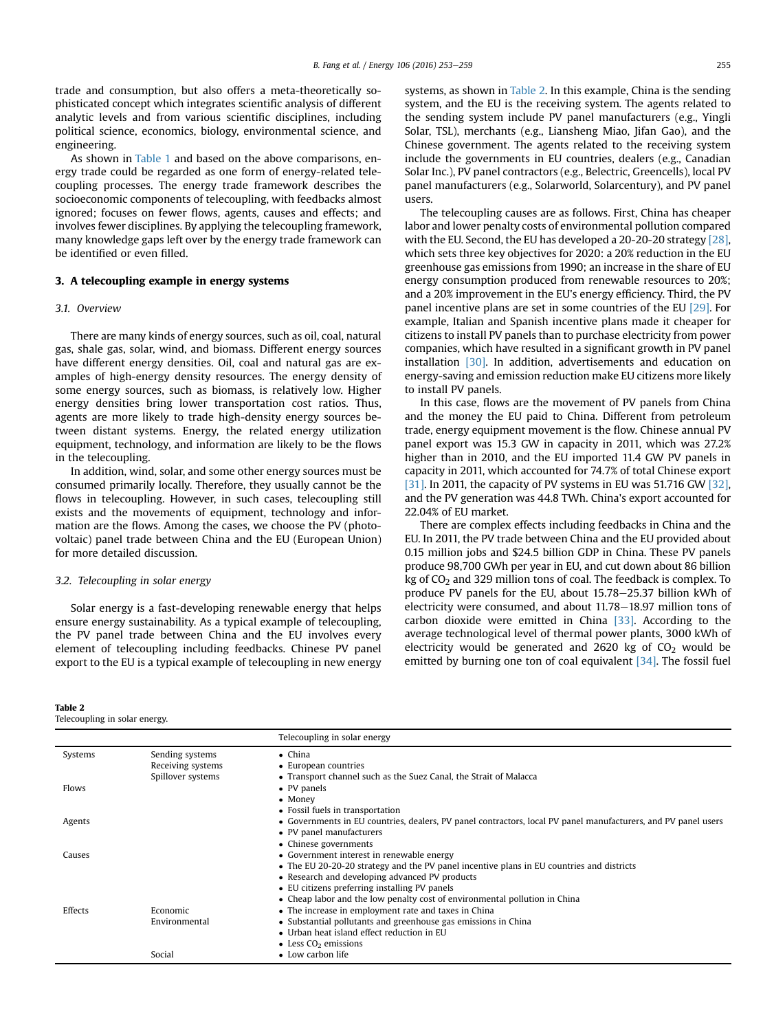trade and consumption, but also offers a meta-theoretically sophisticated concept which integrates scientific analysis of different analytic levels and from various scientific disciplines, including political science, economics, biology, environmental science, and engineering.

As shown in Table 1 and based on the above comparisons, energy trade could be regarded as one form of energy-related telecoupling processes. The energy trade framework describes the socioeconomic components of telecoupling, with feedbacks almost ignored; focuses on fewer flows, agents, causes and effects; and involves fewer disciplines. By applying the telecoupling framework, many knowledge gaps left over by the energy trade framework can be identified or even filled.

## 3. A telecoupling example in energy systems

### 3.1. Overview

There are many kinds of energy sources, such as oil, coal, natural gas, shale gas, solar, wind, and biomass. Different energy sources have different energy densities. Oil, coal and natural gas are examples of high-energy density resources. The energy density of some energy sources, such as biomass, is relatively low. Higher energy densities bring lower transportation cost ratios. Thus, agents are more likely to trade high-density energy sources between distant systems. Energy, the related energy utilization equipment, technology, and information are likely to be the flows in the telecoupling.

In addition, wind, solar, and some other energy sources must be consumed primarily locally. Therefore, they usually cannot be the flows in telecoupling. However, in such cases, telecoupling still exists and the movements of equipment, technology and information are the flows. Among the cases, we choose the PV (photovoltaic) panel trade between China and the EU (European Union) for more detailed discussion.

### 3.2. Telecoupling in solar energy

Solar energy is a fast-developing renewable energy that helps ensure energy sustainability. As a typical example of telecoupling, the PV panel trade between China and the EU involves every element of telecoupling including feedbacks. Chinese PV panel export to the EU is a typical example of telecoupling in new energy systems, as shown in Table 2. In this example, China is the sending system, and the EU is the receiving system. The agents related to the sending system include PV panel manufacturers (e.g., Yingli Solar, TSL), merchants (e.g., Liansheng Miao, Jifan Gao), and the Chinese government. The agents related to the receiving system include the governments in EU countries, dealers (e.g., Canadian Solar Inc.), PV panel contractors (e.g., Belectric, Greencells), local PV panel manufacturers (e.g., Solarworld, Solarcentury), and PV panel users.

The telecoupling causes are as follows. First, China has cheaper labor and lower penalty costs of environmental pollution compared with the EU. Second, the EU has developed a 20-20-20 strategy [28], which sets three key objectives for 2020: a 20% reduction in the EU greenhouse gas emissions from 1990; an increase in the share of EU energy consumption produced from renewable resources to 20%; and a 20% improvement in the EU's energy efficiency. Third, the PV panel incentive plans are set in some countries of the EU [29]. For example, Italian and Spanish incentive plans made it cheaper for citizens to install PV panels than to purchase electricity from power companies, which have resulted in a significant growth in PV panel installation [30]. In addition, advertisements and education on energy-saving and emission reduction make EU citizens more likely to install PV panels.

In this case, flows are the movement of PV panels from China and the money the EU paid to China. Different from petroleum trade, energy equipment movement is the flow. Chinese annual PV panel export was 15.3 GW in capacity in 2011, which was 27.2% higher than in 2010, and the EU imported 11.4 GW PV panels in capacity in 2011, which accounted for 74.7% of total Chinese export [31]. In 2011, the capacity of PV systems in EU was 51.716 GW [32], and the PV generation was 44.8 TWh. China's export accounted for 22.04% of EU market.

There are complex effects including feedbacks in China and the EU. In 2011, the PV trade between China and the EU provided about 0.15 million jobs and $24.5 billion GDP in China. These PV panels produce 98,700 GWh per year in EU, and cut down about 86 billion kg of $CO_2$ and 329 million tons of coal. The feedback is complex. To produce PV panels for the EU, about 15.78–25.37 billion kWh of electricity were consumed, and about 11.78–18.97 million tons of carbon dioxide were emitted in China [33]. According to the average technological level of thermal power plants, 3000 kWh of electricity would be generated and 2620 kg of $CO_2$ would be emitted by burning one ton of coal equivalent [34]. The fossil fuel

**Table 2**
Telecoupling in solar energy.

| | | Telecoupling in solar energy |
|---|---|---|
| Systems | Sending systems | • China |
| | Receiving systems | • European countries |
| | Spillover systems | • Transport channel such as the Suez Canal, the Strait of Malacca |
| Flows | | • PV panels |
| | | • Money |
| | | • Fossil fuels in transportation |
| Agents | | • Governments in EU countries, dealers, PV panel contractors, local PV panel manufacturers, and PV panel users |
| | | • PV panel manufacturers |
| | | • Chinese governments |
| Causes | | • Government interest in renewable energy |
| | | • The EU 20-20-20 strategy and the PV panel incentive plans in EU countries and districts |
| | | • Research and developing advanced PV products |
| | | • EU citizens preferring installing PV panels |
| | | • Cheap labor and the low penalty cost of environmental pollution in China |
| Effects | Economic | • The increase in employment rate and taxes in China |
| | Environmental | • Substantial pollutants and greenhouse gas emissions in China |
| | | • Urban heat island effect reduction in EU |
| | | • Less $CO_2$ emissions |
| | Social | • Low carbon life |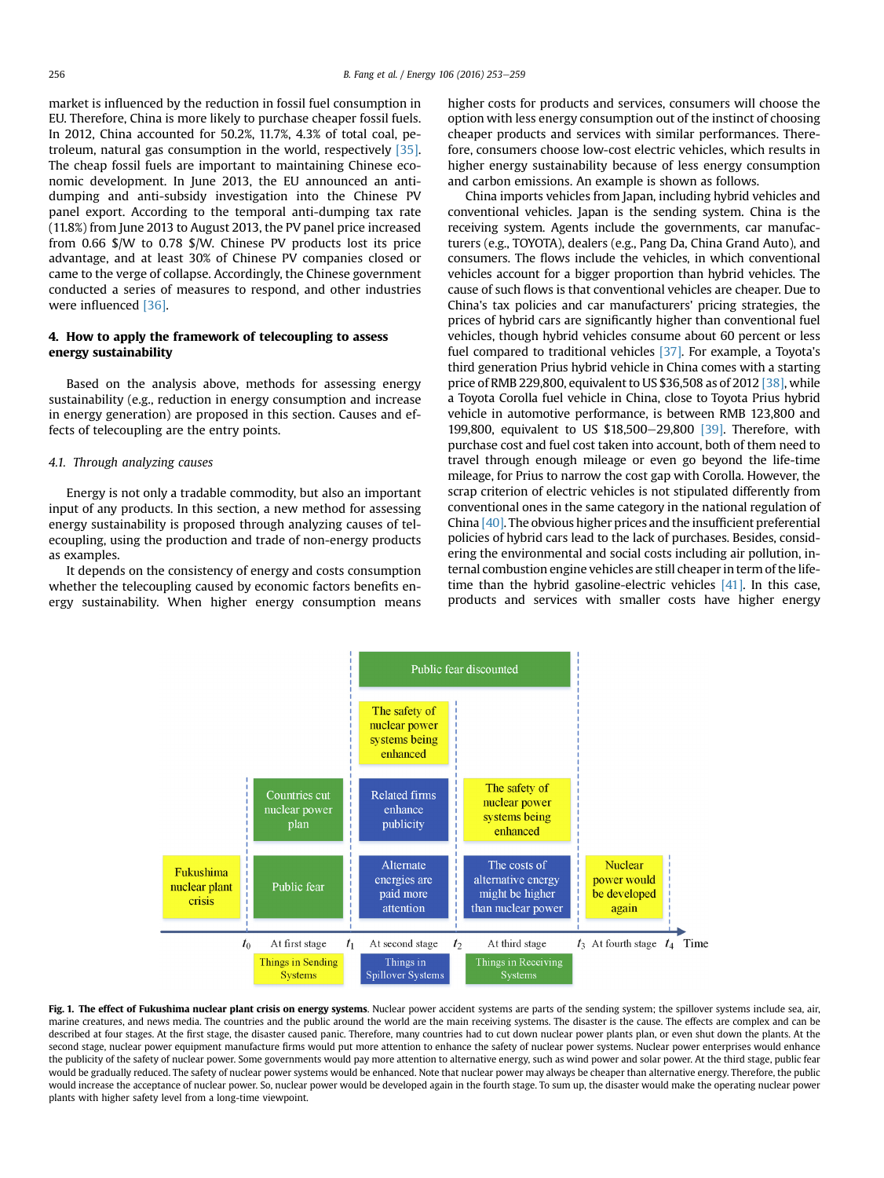market is influenced by the reduction in fossil fuel consumption in EU. Therefore, China is more likely to purchase cheaper fossil fuels. In 2012, China accounted for 50.2%, 11.7%, 4.3% of total coal, petroleum, natural gas consumption in the world, respectively [35]. The cheap fossil fuels are important to maintaining Chinese economic development. In June 2013, the EU announced an anti-dumping and anti-subsidy investigation into the Chinese PV panel export. According to the temporal anti-dumping tax rate (11.8%) from June 2013 to August 2013, the PV panel price increased from 0.66 $/W to 0.78 $/W. Chinese PV products lost its price advantage, and at least 30% of Chinese PV companies closed or came to the verge of collapse. Accordingly, the Chinese government conducted a series of measures to respond, and other industries were influenced [36].

## 4. How to apply the framework of telecoupling to assess energy sustainability

Based on the analysis above, methods for assessing energy sustainability (e.g., reduction in energy consumption and increase in energy generation) are proposed in this section. Causes and effects of telecoupling are the entry points.

### 4.1. Through analyzing causes

Energy is not only a tradable commodity, but also an important input of any products. In this section, a new method for assessing energy sustainability is proposed through analyzing causes of telecoupling, using the production and trade of non-energy products as examples.

It depends on the consistency of energy and costs consumption whether the telecoupling caused by economic factors benefits energy sustainability. When higher energy consumption means higher costs for products and services, consumers will choose the option with less energy consumption out of the instinct of choosing cheaper products and services with similar performances. Therefore, consumers choose low-cost electric vehicles, which results in higher energy sustainability because of less energy consumption and carbon emissions. An example is shown as follows.

China imports vehicles from Japan, including hybrid vehicles and conventional vehicles. Japan is the sending system. China is the receiving system. Agents include the governments, car manufacturers (e.g., TOYOTA), dealers (e.g., Pang Da, China Grand Auto), and consumers. The flows include the vehicles, in which conventional vehicles account for a bigger proportion than hybrid vehicles. The cause of such flows is that conventional vehicles are cheaper. Due to China's tax policies and car manufacturers' pricing strategies, the prices of hybrid cars are significantly higher than conventional fuel vehicles, though hybrid vehicles consume about 60 percent or less fuel compared to traditional vehicles [37]. For example, a Toyota's third generation Prius hybrid vehicle in China comes with a starting price of RMB 229,800, equivalent to US $36,508 as of 2012 [38], while a Toyota Corolla fuel vehicle in China, close to Toyota Prius hybrid vehicle in automotive performance, is between RMB 123,800 and 199,800, equivalent to US $18,500–29,800 [39]. Therefore, with purchase cost and fuel cost taken into account, both of them need to travel through enough mileage or even go beyond the life-time mileage, for Prius to narrow the cost gap with Corolla. However, the scrap criterion of electric vehicles is not stipulated differently from conventional ones in the same category in the national regulation of China [40]. The obvious higher prices and the insufficient preferential policies of hybrid cars lead to the lack of purchases. Besides, considering the environmental and social costs including air pollution, internal combustion engine vehicles are still cheaper in term of the life-time than the hybrid gasoline-electric vehicles [41]. In this case, products and services with smaller costs have higher energy

**Fig. 1. The effect of Fukushima nuclear plant crisis on energy systems**. Nuclear power accident systems are parts of the sending system; the spillover systems include sea, air, marine creatures, and news media. The countries and the public around the world are the main receiving systems. The disaster is the cause. The effects are complex and can be described at four stages. At the first stage, the disaster caused panic. Therefore, many countries had to cut down nuclear power plants plan, or even shut down the plants. At the second stage, nuclear power equipment manufacture firms would put more attention to enhance the safety of nuclear power systems. Nuclear power enterprises would enhance the publicity of the safety of nuclear power. Some governments would pay more attention to alternative energy, such as wind power and solar power. At the third stage, public fear would be gradually reduced. The safety of nuclear power systems would be enhanced. Note that nuclear power may always be cheaper than alternative energy. Therefore, the public would increase the acceptance of nuclear power. So, nuclear power would be developed again in the fourth stage. To sum up, the disaster would make the operating nuclear power plants with higher safety level from a long-time viewpoint.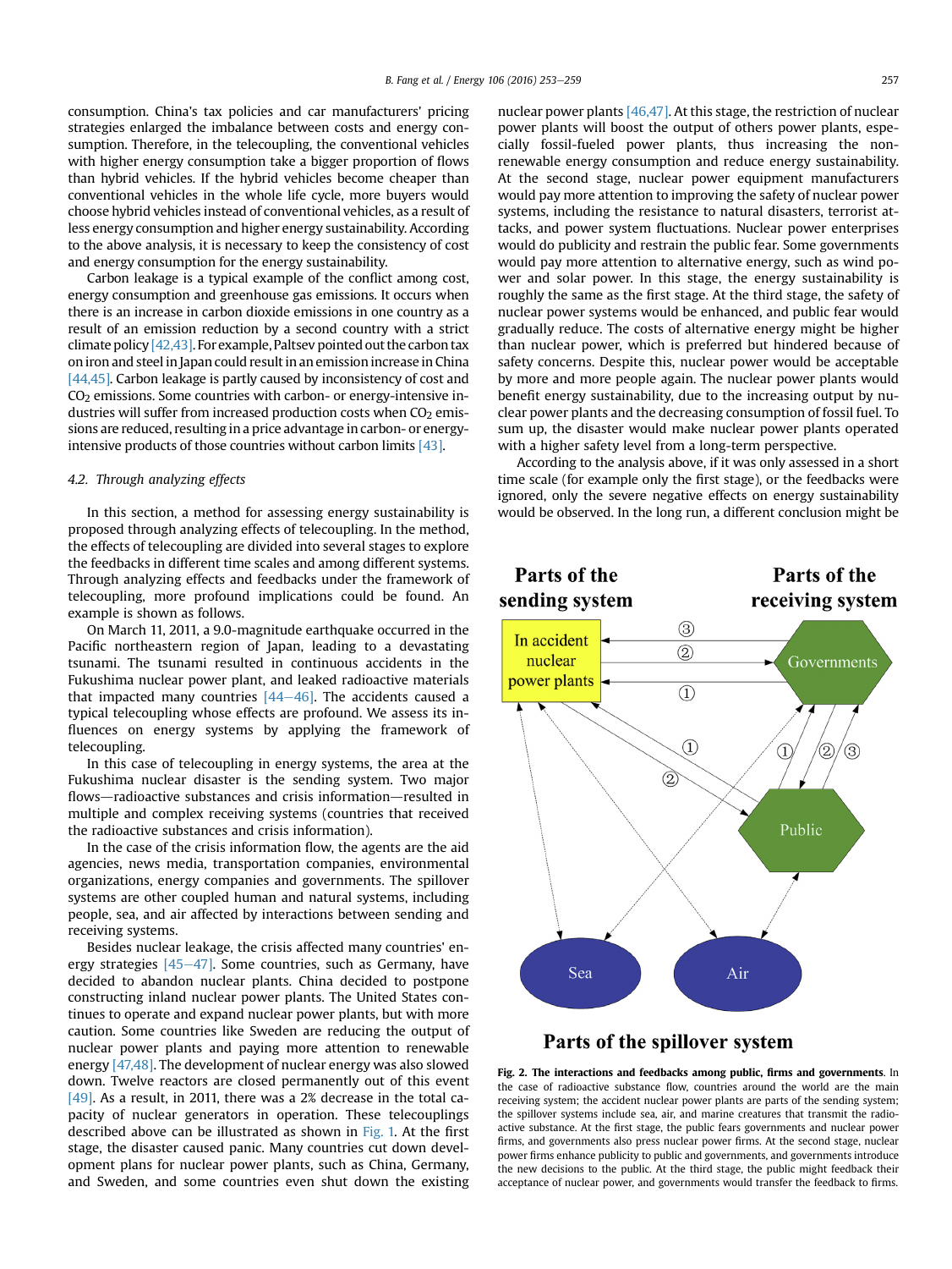consumption. China's tax policies and car manufacturers' pricing strategies enlarged the imbalance between costs and energy consumption. Therefore, in the telecoupling, the conventional vehicles with higher energy consumption take a bigger proportion of flows than hybrid vehicles. If the hybrid vehicles become cheaper than conventional vehicles in the whole life cycle, more buyers would choose hybrid vehicles instead of conventional vehicles, as a result of less energy consumption and higher energy sustainability. According to the above analysis, it is necessary to keep the consistency of cost and energy consumption for the energy sustainability.

Carbon leakage is a typical example of the conflict among cost, energy consumption and greenhouse gas emissions. It occurs when there is an increase in carbon dioxide emissions in one country as a result of an emission reduction by a second country with a strict climate policy [42,43]. For example, Paltsev pointed out the carbon tax on iron and steel in Japan could result in an emission increase in China [44,45]. Carbon leakage is partly caused by inconsistency of cost and $CO_2$ emissions. Some countries with carbon- or energy-intensive industries will suffer from increased production costs when $CO_2$ emissions are reduced, resulting in a price advantage in carbon- or energy-intensive products of those countries without carbon limits [43].

### 4.2. Through analyzing effects

In this section, a method for assessing energy sustainability is proposed through analyzing effects of telecoupling. In the method, the effects of telecoupling are divided into several stages to explore the feedbacks in different time scales and among different systems. Through analyzing effects and feedbacks under the framework of telecoupling, more profound implications could be found. An example is shown as follows.

On March 11, 2011, a 9.0-magnitude earthquake occurred in the Pacific northeastern region of Japan, leading to a devastating tsunami. The tsunami resulted in continuous accidents in the Fukushima nuclear power plant, and leaked radioactive materials that impacted many countries [44–46]. The accidents caused a typical telecoupling whose effects are profound. We assess its influences on energy systems by applying the framework of telecoupling.

In this case of telecoupling in energy systems, the area at the Fukushima nuclear disaster is the sending system. Two major flows—radioactive substances and crisis information—resulted in multiple and complex receiving systems (countries that received the radioactive substances and crisis information).

In the case of the crisis information flow, the agents are the aid agencies, news media, transportation companies, environmental organizations, energy companies and governments. The spillover systems are other coupled human and natural systems, including people, sea, and air affected by interactions between sending and receiving systems.

Besides nuclear leakage, the crisis affected many countries' energy strategies [45–47]. Some countries, such as Germany, have decided to abandon nuclear plants. China decided to postpone constructing inland nuclear power plants. The United States continues to operate and expand nuclear power plants, but with more caution. Some countries like Sweden are reducing the output of nuclear power plants and paying more attention to renewable energy [47,48]. The development of nuclear energy was also slowed down. Twelve reactors are closed permanently out of this event [49]. As a result, in 2011, there was a 2% decrease in the total capacity of nuclear generators in operation. These telecouplings described above can be illustrated as shown in Fig. 1. At the first stage, the disaster caused panic. Many countries cut down development plans for nuclear power plants, such as China, Germany, and Sweden, and some countries even shut down the existing nuclear power plants [46,47]. At this stage, the restriction of nuclear power plants will boost the output of others power plants, especially fossil-fueled power plants, thus increasing the nonrenewable energy consumption and reduce energy sustainability. At the second stage, nuclear power equipment manufacturers would pay more attention to improving the safety of nuclear power systems, including the resistance to natural disasters, terrorist attacks, and power system fluctuations. Nuclear power enterprises would do publicity and restrain the public fear. Some governments would pay more attention to alternative energy, such as wind power and solar power. In this stage, the energy sustainability is roughly the same as the first stage. At the third stage, the safety of nuclear power systems would be enhanced, and public fear would gradually reduce. The costs of alternative energy might be higher than nuclear power, which is preferred but hindered because of safety concerns. Despite this, nuclear power would be acceptable by more and more people again. The nuclear power plants would benefit energy sustainability, due to the increasing output by nuclear power plants and the decreasing consumption of fossil fuel. To sum up, the disaster would make nuclear power plants operated with a higher safety level from a long-term perspective.

According to the analysis above, if it was only assessed in a short time scale (for example only the first stage), or the feedbacks were ignored, only the severe negative effects on energy sustainability would be observed. In the long run, a different conclusion might be

Parts of the sending system
Parts of the receiving system
In accident nuclear power plants
Governments
Public
Sea
Air
①
②
③
Parts of the spillover system

**Fig. 2. The interactions and feedbacks among public, firms and governments.** In the case of radioactive substance flow, countries around the world are the main receiving system; the accident nuclear power plants are parts of the sending system; the spillover systems include sea, air, and marine creatures that transmit the radioactive substance. At the first stage, the public fears governments and nuclear power firms, and governments also press nuclear power firms. At the second stage, nuclear power firms enhance publicity to public and governments, and governments introduce the new decisions to the public. At the third stage, the public might feedback their acceptance of nuclear power, and governments would transfer the feedback to firms.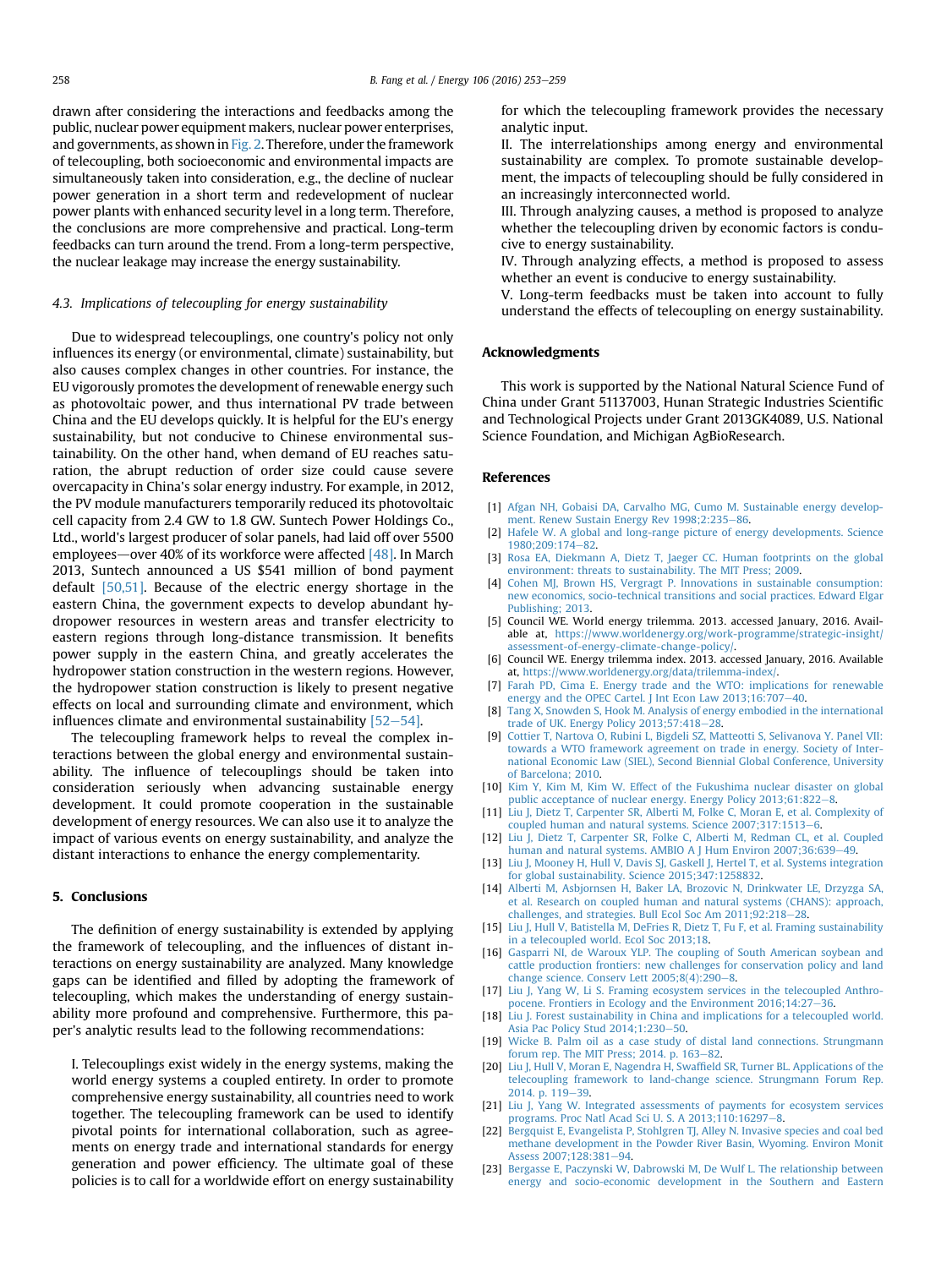drawn after considering the interactions and feedbacks among the public, nuclear power equipment makers, nuclear power enterprises, and governments, as shown in Fig. 2. Therefore, under the framework of telecoupling, both socioeconomic and environmental impacts are simultaneously taken into consideration, e.g., the decline of nuclear power generation in a short term and redevelopment of nuclear power plants with enhanced security level in a long term. Therefore, the conclusions are more comprehensive and practical. Long-term feedbacks can turn around the trend. From a long-term perspective, the nuclear leakage may increase the energy sustainability.

### 4.3. Implications of telecoupling for energy sustainability

Due to widespread telecouplings, one country's policy not only influences its energy (or environmental, climate) sustainability, but also causes complex changes in other countries. For instance, the EU vigorously promotes the development of renewable energy such as photovoltaic power, and thus international PV trade between China and the EU develops quickly. It is helpful for the EU's energy sustainability, but not conducive to Chinese environmental sustainability. On the other hand, when demand of EU reaches saturation, the abrupt reduction of order size could cause severe overcapacity in China's solar energy industry. For example, in 2012, the PV module manufacturers temporarily reduced its photovoltaic cell capacity from 2.4 GW to 1.8 GW. Suntech Power Holdings Co., Ltd., world's largest producer of solar panels, had laid off over 5500 employees—over 40% of its workforce were affected [48]. In March 2013, Suntech announced a US $541 million of bond payment default [50,51]. Because of the electric energy shortage in the eastern China, the government expects to develop abundant hydropower resources in western areas and transfer electricity to eastern regions through long-distance transmission. It benefits power supply in the eastern China, and greatly accelerates the hydropower station construction in the western regions. However, the hydropower station construction is likely to present negative effects on local and surrounding climate and environment, which influences climate and environmental sustainability [52–54].

The telecoupling framework helps to reveal the complex interactions between the global energy and environmental sustainability. The influence of telecouplings should be taken into consideration seriously when advancing sustainable energy development. It could promote cooperation in the sustainable development of energy resources. We can also use it to analyze the impact of various events on energy sustainability, and analyze the distant interactions to enhance the energy complementarity.

## 5. Conclusions

The definition of energy sustainability is extended by applying the framework of telecoupling, and the influences of distant interactions on energy sustainability are analyzed. Many knowledge gaps can be identified and filled by adopting the framework of telecoupling, which makes the understanding of energy sustainability more profound and comprehensive. Furthermore, this paper's analytic results lead to the following recommendations:

I. Telecouplings exist widely in the energy systems, making the world energy systems a coupled entirety. In order to promote comprehensive energy sustainability, all countries need to work together. The telecoupling framework can be used to identify pivotal points for international collaboration, such as agreements on energy trade and international standards for energy generation and power efficiency. The ultimate goal of these policies is to call for a worldwide effort on energy sustainability for which the telecoupling framework provides the necessary analytic input.

II. The interrelationships among energy and environmental sustainability are complex. To promote sustainable development, the impacts of telecoupling should be fully considered in an increasingly interconnected world.

III. Through analyzing causes, a method is proposed to analyze whether the telecoupling driven by economic factors is conducive to energy sustainability.

IV. Through analyzing effects, a method is proposed to assess whether an event is conducive to energy sustainability.

V. Long-term feedbacks must be taken into account to fully understand the effects of telecoupling on energy sustainability.

## Acknowledgments

This work is supported by the National Natural Science Fund of China under Grant 51137003, Hunan Strategic Industries Scientific and Technological Projects under Grant 2013GK4089, U.S. National Science Foundation, and Michigan AgBioResearch.

## References

[1] Afgan NH, Gobaisi DA, Carvalho MG, Cumo M. Sustainable energy development. Renew Sustain Energy Rev 1998;2:235–86.

[2] Hafele W. A global and long-range picture of energy developments. Science 1980;209:174–82.

[3] Rosa EA, Diekmann A, Dietz T, Jaeger CC. Human footprints on the global environment: threats to sustainability. The MIT Press; 2009.

[4] Cohen MJ, Brown HS, Vergragt P. Innovations in sustainable consumption: new economics, socio-technical transitions and social practices. Edward Elgar Publishing; 2013.

[5] Council WE. World energy trilemma. 2013. accessed January, 2016. Available at, https://www.worldenergy.org/work-programme/strategic-insight/assessment-of-energy-climate-change-policy/.

[6] Council WE. Energy trilemma index. 2013. accessed January, 2016. Available at, https://www.worldenergy.org/data/trilemma-index/.

[7] Farah PD, Cima E. Energy trade and the WTO: implications for renewable energy and the OPEC Cartel. J Int Econ Law 2013;16:707–40.

[8] Tang X, Snowden S, Hook M. Analysis of energy embodied in the international trade of UK. Energy Policy 2013;57:418–28.

[9] Cottier T, Nartova O, Rubini L, Bigdeli SZ, Matteotti S, Selivanova Y. Panel VII: towards a WTO framework agreement on trade in energy. Society of International Economic Law (SIEL), Second Biennial Global Conference, University of Barcelona; 2010.

[10] Kim Y, Kim M, Kim W. Effect of the Fukushima nuclear disaster on global public acceptance of nuclear energy. Energy Policy 2013;61:822–8.

[11] Liu J, Dietz T, Carpenter SR, Alberti M, Folke C, Moran E, et al. Complexity of coupled human and natural systems. Science 2007;317:1513–6.

[12] Liu J, Dietz T, Carpenter SR, Folke C, Alberti M, Redman CL, et al. Coupled human and natural systems. AMBIO A J Hum Environ 2007;36:639–49.

[13] Liu J, Mooney H, Hull V, Davis SJ, Gaskell J, Hertel T, et al. Systems integration for global sustainability. Science 2015;347:1258832.

[14] Alberti M, Asbjornsen H, Baker LA, Brozovic N, Drinkwater LE, Drzyzga SA, et al. Research on coupled human and natural systems (CHANS): approach, challenges, and strategies. Bull Ecol Soc Am 2011;92:218–28.

[15] Liu J, Hull V, Batistella M, DeFries R, Dietz T, Fu F, et al. Framing sustainability in a telecoupled world. Ecol Soc 2013;18.

[16] Gasparri NI, de Waroux YLP. The coupling of South American soybean and cattle production frontiers: new challenges for conservation policy and land change science. Conserv Lett 2005;8(4):290–8.

[17] Liu J, Yang W, Li S. Framing ecosystem services in the telecoupled Anthropocene. Frontiers in Ecology and the Environment 2016;14:27–36.

[18] Liu J. Forest sustainability in China and implications for a telecoupled world. Asia Pac Policy Stud 2014;1:230–50.

[19] Wicke B. Palm oil as a case study of distal land connections. Strungmann forum rep. The MIT Press; 2014. p. 163–82.

[20] Liu J, Hull V, Moran E, Nagendra H, Swaffield SR, Turner BL. Applications of the telecoupling framework to land-change science. Strungmann Forum Rep. 2014. p. 119–39.

[21] Liu J, Yang W. Integrated assessments of payments for ecosystem services programs. Proc Natl Acad Sci U. S. A 2013;110:16297–8.

[22] Bergquist E, Evangelista P, Stohlgren TJ, Alley N. Invasive species and coal bed methane development in the Powder River Basin, Wyoming. Environ Monit Assess 2007;128:381–94.

[23] Bergasse E, Paczynski W, Dabrowski M, De Wulf L. The relationship between energy and socio-economic development in the Southern and Eastern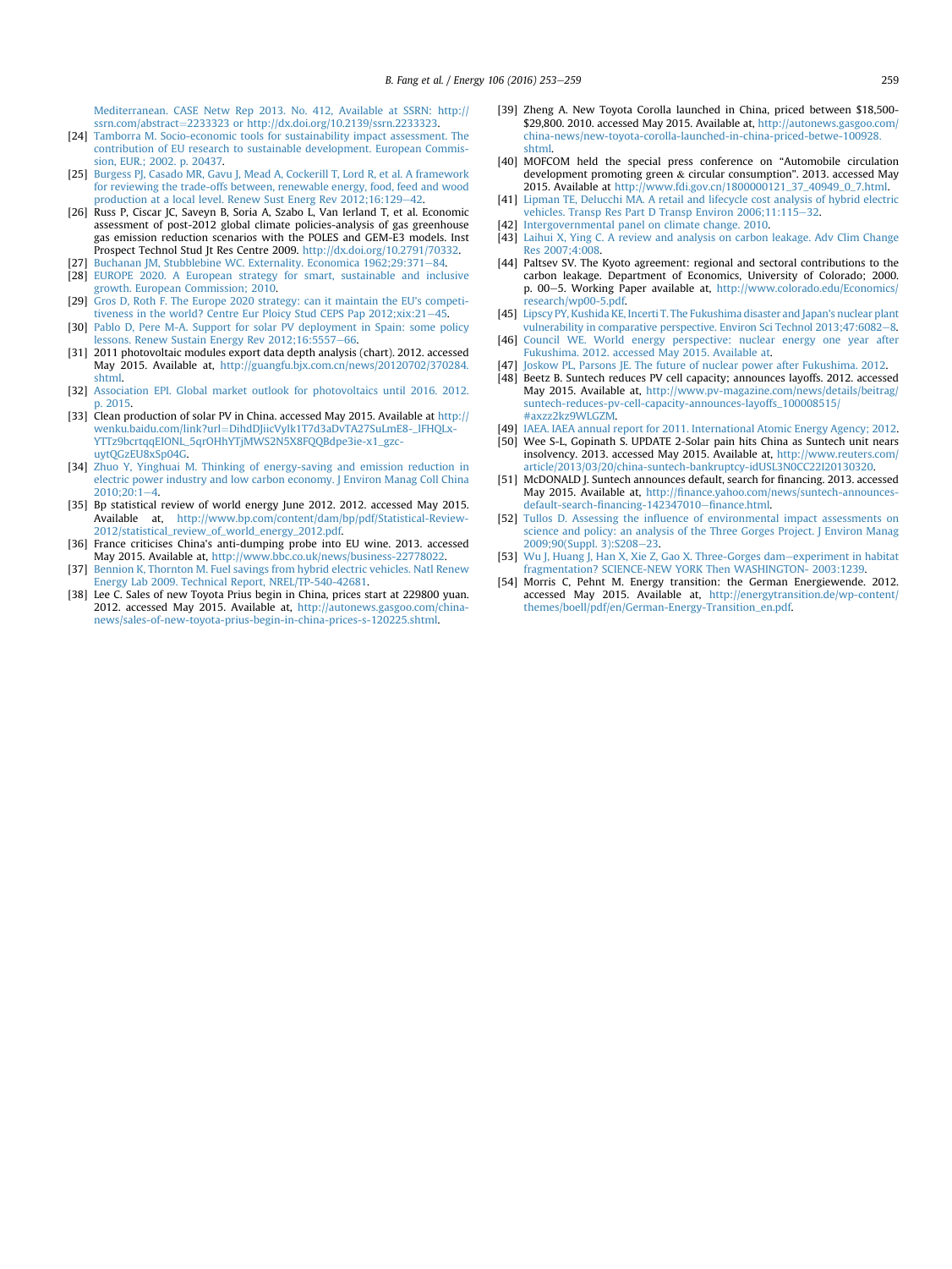Mediterranean. CASE Netw Rep 2013. No. 412, Available at SSRN: http://ssrn.com/abstract=2233323 or http://dx.doi.org/10.2139/ssrn.2233323.

[24] Tamborra M. Socio-economic tools for sustainability impact assessment. The contribution of EU research to sustainable development. European Commission, EUR.; 2002. p. 20437.

[25] Burgess PJ, Casado MR, Gavu J, Mead A, Cockerill T, Lord R, et al. A framework for reviewing the trade-offs between, renewable energy, food, feed and wood production at a local level. Renew Sust Energ Rev 2012;16:129–42.

[26] Russ P, Ciscar JC, Saveyn B, Soria A, Szabo L, Van Ierland T, et al. Economic assessment of post-2012 global climate policies-analysis of gas greenhouse gas emission reduction scenarios with the POLES and GEM-E3 models. Inst Prospect Technol Stud Jt Res Centre 2009. http://dx.doi.org/10.2791/70332.

[27] Buchanan JM, Stubblebine WC. Externality. Economica 1962;29:371–84.

[28] EUROPE 2020. A European strategy for smart, sustainable and inclusive growth. European Commission; 2010.

[29] Gros D, Roth F. The Europe 2020 strategy: can it maintain the EU's competitiveness in the world? Centre Eur Ploicy Stud CEPS Pap 2012;xix:21–45.

[30] Pablo D, Pere M-A. Support for solar PV deployment in Spain: some policy lessons. Renew Sustain Energy Rev 2012;16:5557–66.

[31] 2011 photovoltaic modules export data depth analysis (chart). 2012. accessed May 2015. Available at, http://guangfu.bjx.com.cn/news/20120702/370284.shtml.

[32] Association EPI. Global market outlook for photovoltaics until 2016. 2012. p. 2015.

[33] Clean production of solar PV in China. accessed May 2015. Available at http://wenku.baidu.com/link?url=DihdDJiicVylk1T7d3aDvTA27SuLmE8-_lFHQLx-YTTz9bcrtqqEIONL_5qrOHhYTjMWS2N5X8FQQBdpe3ie-x1_gzc-uytQGzEU8xSp04G.

[34] Zhuo Y, Yinghuai M. Thinking of energy-saving and emission reduction in electric power industry and low carbon economy. J Environ Manag Coll China 2010;20:1–4.

[35] Bp statistical review of world energy June 2012. 2012. accessed May 2015. Available at, http://www.bp.com/content/dam/bp/pdf/Statistical-Review-2012/statistical_review_of_world_energy_2012.pdf.

[36] France criticises China's anti-dumping probe into EU wine. 2013. accessed May 2015. Available at, http://www.bbc.co.uk/news/business-22778022.

[37] Bennion K, Thornton M. Fuel savings from hybrid electric vehicles. Natl Renew Energy Lab 2009. Technical Report, NREL/TP-540-42681.

[38] Lee C. Sales of new Toyota Prius begin in China, prices start at 229800 yuan. 2012. accessed May 2015. Available at, http://autonews.gasgoo.com/china-news/sales-of-new-toyota-prius-begin-in-china-prices-s-120225.shtml.

[39] Zheng A. New Toyota Corolla launched in China, priced between $18,500-$29,800. 2010. accessed May 2015. Available at, http://autonews.gasgoo.com/china-news/new-toyota-corolla-launched-in-china-priced-betwe-100928.shtml.

[40] MOFCOM held the special press conference on "Automobile circulation development promoting green & circular consumption". 2013. accessed May 2015. Available at http://www.fdi.gov.cn/1800000121_37_40949_0_7.html.

[41] Lipman TE, Delucchi MA. A retail and lifecycle cost analysis of hybrid electric vehicles. Transp Res Part D Transp Environ 2006;11:115–32.

[42] Intergovernmental panel on climate change. 2010.

[43] Laihui X, Ying C. A review and analysis on carbon leakage. Adv Clim Change Res 2007;4:008.

[44] Paltsev SV. The Kyoto agreement: regional and sectoral contributions to the carbon leakage. Department of Economics, University of Colorado; 2000. p. 00–5. Working Paper available at, http://www.colorado.edu/Economics/research/wp00-5.pdf.

[45] Lipscy PY, Kushida KE, Incerti T. The Fukushima disaster and Japan's nuclear plant vulnerability in comparative perspective. Environ Sci Technol 2013;47:6082–8.

[46] Council WE. World energy perspective: nuclear energy one year after Fukushima. 2012. accessed May 2015. Available at.

[47] Joskow PL, Parsons JE. The future of nuclear power after Fukushima. 2012.

[48] Beetz B. Suntech reduces PV cell capacity; announces layoffs. 2012. accessed May 2015. Available at, http://www.pv-magazine.com/news/details/beitrag/suntech-reduces-pv-cell-capacity-announces-layoffs_100008515/#axzz2kz9WLGZM.

[49] IAEA. IAEA annual report for 2011. International Atomic Energy Agency; 2012.

[50] Wee S-L, Gopinath S. UPDATE 2-Solar pain hits China as Suntech unit nears insolvency. 2013. accessed May 2015. Available at, http://www.reuters.com/article/2013/03/20/china-suntech-bankruptcy-idUSL3N0CC22I20130320.

[51] McDONALD J. Suntech announces default, search for financing. 2013. accessed May 2015. Available at, http://finance.yahoo.com/news/suntech-announces-default-search-financing-142347010--finance.html.

[52] Tullos D. Assessing the influence of environmental impact assessments on science and policy: an analysis of the Three Gorges Project. J Environ Manag 2009;90(Suppl. 3):S208–23.

[53] Wu J, Huang J, Han X, Xie Z, Gao X. Three-Gorges dam—experiment in habitat fragmentation? SCIENCE-NEW YORK Then WASHINGTON- 2003:1239.

[54] Morris C, Pehnt M. Energy transition: the German Energiewende. 2012. accessed May 2015. Available at, http://energytransition.de/wp-content/themes/boell/pdf/en/German-Energy-Transition_en.pdf.